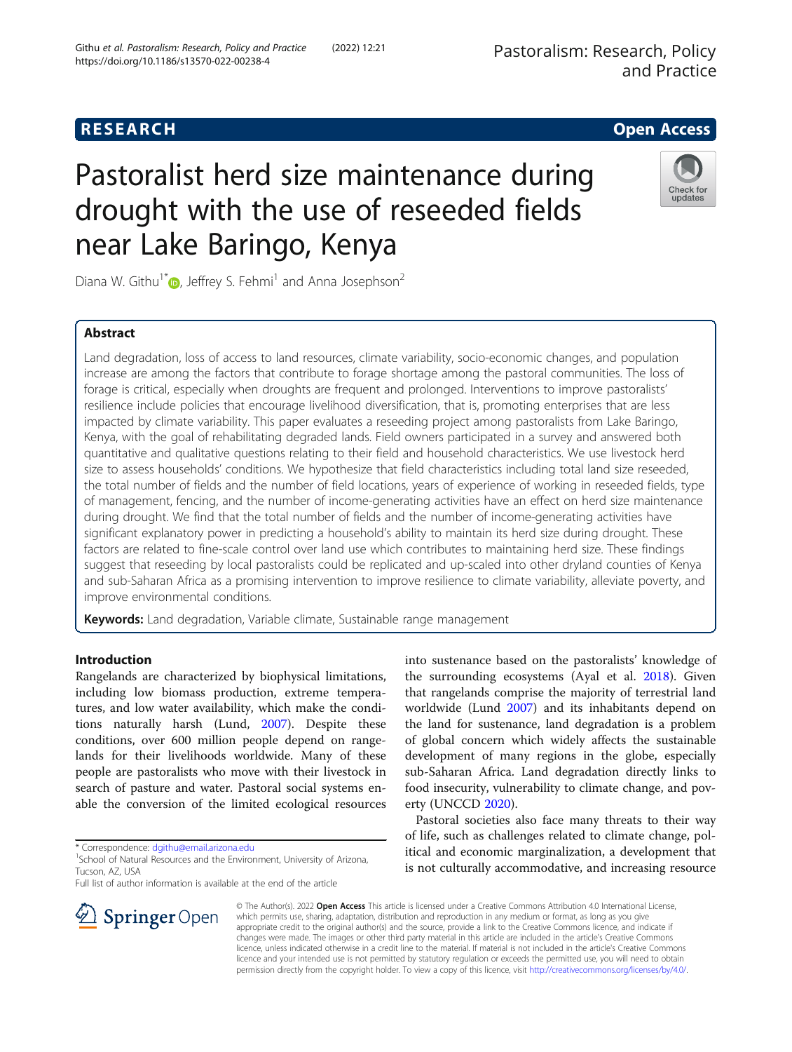RESEARCH

Open Access

# Pastoralist herd size maintenance during drought with the use of reseeded fields near Lake Baringo, Kenya

Diana W. Githu[1*], Jeffrey S. Fehmi[1] and Anna Josephson[2]

## Abstract

Land degradation, loss of access to land resources, climate variability, socio-economic changes, and population increase are among the factors that contribute to forage shortage among the pastoral communities. The loss of forage is critical, especially when droughts are frequent and prolonged. Interventions to improve pastoralists' resilience include policies that encourage livelihood diversification, that is, promoting enterprises that are less impacted by climate variability. This paper evaluates a reseeding project among pastoralists from Lake Baringo, Kenya, with the goal of rehabilitating degraded lands. Field owners participated in a survey and answered both quantitative and qualitative questions relating to their field and household characteristics. We use livestock herd size to assess households' conditions. We hypothesize that field characteristics including total land size reseeded, the total number of fields and the number of field locations, years of experience of working in reseeded fields, type of management, fencing, and the number of income-generating activities have an effect on herd size maintenance during drought. We find that the total number of fields and the number of income-generating activities have significant explanatory power in predicting a household's ability to maintain its herd size during drought. These factors are related to fine-scale control over land use which contributes to maintaining herd size. These findings suggest that reseeding by local pastoralists could be replicated and up-scaled into other dryland counties of Kenya and sub-Saharan Africa as a promising intervention to improve resilience to climate variability, alleviate poverty, and improve environmental conditions.

**Keywords:** Land degradation, Variable climate, Sustainable range management

## Introduction

Rangelands are characterized by biophysical limitations, including low biomass production, extreme temperatures, and low water availability, which make the conditions naturally harsh (Lund, 2007). Despite these conditions, over 600 million people depend on rangelands for their livelihoods worldwide. Many of these people are pastoralists who move with their livestock in search of pasture and water. Pastoral social systems enable the conversion of the limited ecological resources into sustenance based on the pastoralists' knowledge of the surrounding ecosystems (Ayal et al. 2018). Given that rangelands comprise the majority of terrestrial land worldwide (Lund 2007) and its inhabitants depend on the land for sustenance, land degradation is a problem of global concern which widely affects the sustainable development of many regions in the globe, especially sub-Saharan Africa. Land degradation directly links to food insecurity, vulnerability to climate change, and poverty (UNCCD 2020).

Pastoral societies also face many threats to their way of life, such as challenges related to climate change, political and economic marginalization, a development that is not culturally accommodative, and increasing resource

\* Correspondence: dgithu@email.arizona.edu
[1]School of Natural Resources and the Environment, University of Arizona, Tucson, AZ, USA
Full list of author information is available at the end of the article

© The Author(s). 2022 **Open Access** This article is licensed under a Creative Commons Attribution 4.0 International License, which permits use, sharing, adaptation, distribution and reproduction in any medium or format, as long as you give appropriate credit to the original author(s) and the source, provide a link to the Creative Commons licence, and indicate if changes were made. The images or other third party material in this article are included in the article's Creative Commons licence, unless indicated otherwise in a credit line to the material. If material is not included in the article's Creative Commons licence and your intended use is not permitted by statutory regulation or exceeds the permitted use, you will need to obtain permission directly from the copyright holder. To view a copy of this licence, visit http://creativecommons.org/licenses/by/4.0/.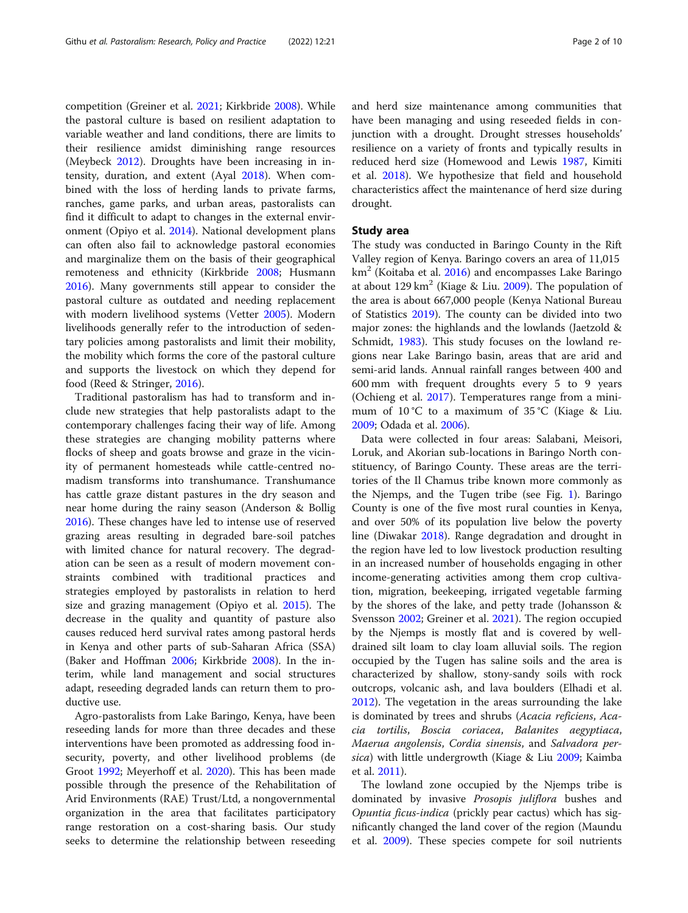competition (Greiner et al. 2021; Kirkbride 2008). While the pastoral culture is based on resilient adaptation to variable weather and land conditions, there are limits to their resilience amidst diminishing range resources (Meybeck 2012). Droughts have been increasing in intensity, duration, and extent (Ayal 2018). When combined with the loss of herding lands to private farms, ranches, game parks, and urban areas, pastoralists can find it difficult to adapt to changes in the external environment (Opiyo et al. 2014). National development plans can often also fail to acknowledge pastoral economies and marginalize them on the basis of their geographical remoteness and ethnicity (Kirkbride 2008; Husmann 2016). Many governments still appear to consider the pastoral culture as outdated and needing replacement with modern livelihood systems (Vetter 2005). Modern livelihoods generally refer to the introduction of sedentary policies among pastoralists and limit their mobility, the mobility which forms the core of the pastoral culture and supports the livestock on which they depend for food (Reed & Stringer, 2016).

Traditional pastoralism has had to transform and include new strategies that help pastoralists adapt to the contemporary challenges facing their way of life. Among these strategies are changing mobility patterns where flocks of sheep and goats browse and graze in the vicinity of permanent homesteads while cattle-centred nomadism transforms into transhumance. Transhumance has cattle graze distant pastures in the dry season and near home during the rainy season (Anderson & Bollig 2016). These changes have led to intense use of reserved grazing areas resulting in degraded bare-soil patches with limited chance for natural recovery. The degradation can be seen as a result of modern movement constraints combined with traditional practices and strategies employed by pastoralists in relation to herd size and grazing management (Opiyo et al. 2015). The decrease in the quality and quantity of pasture also causes reduced herd survival rates among pastoral herds in Kenya and other parts of sub-Saharan Africa (SSA) (Baker and Hoffman 2006; Kirkbride 2008). In the interim, while land management and social structures adapt, reseeding degraded lands can return them to productive use.

Agro-pastoralists from Lake Baringo, Kenya, have been reseeding lands for more than three decades and these interventions have been promoted as addressing food insecurity, poverty, and other livelihood problems (de Groot 1992; Meyerhoff et al. 2020). This has been made possible through the presence of the Rehabilitation of Arid Environments (RAE) Trust/Ltd, a nongovernmental organization in the area that facilitates participatory range restoration on a cost-sharing basis. Our study seeks to determine the relationship between reseeding and herd size maintenance among communities that have been managing and using reseeded fields in conjunction with a drought. Drought stresses households' resilience on a variety of fronts and typically results in reduced herd size (Homewood and Lewis 1987, Kimiti et al. 2018). We hypothesize that field and household characteristics affect the maintenance of herd size during drought.

## Study area

The study was conducted in Baringo County in the Rift Valley region of Kenya. Baringo covers an area of 11,015 km$^2$ (Koitaba et al. 2016) and encompasses Lake Baringo at about 129 km$^2$ (Kiage & Liu. 2009). The population of the area is about 667,000 people (Kenya National Bureau of Statistics 2019). The county can be divided into two major zones: the highlands and the lowlands (Jaetzold & Schmidt, 1983). This study focuses on the lowland regions near Lake Baringo basin, areas that are arid and semi-arid lands. Annual rainfall ranges between 400 and 600 mm with frequent droughts every 5 to 9 years (Ochieng et al. 2017). Temperatures range from a minimum of 10 °C to a maximum of 35 °C (Kiage & Liu. 2009; Odada et al. 2006).

Data were collected in four areas: Salabani, Meisori, Loruk, and Akorian sub-locations in Baringo North constituency, of Baringo County. These areas are the territories of the Il Chamus tribe known more commonly as the Njemps, and the Tugen tribe (see Fig. 1). Baringo County is one of the five most rural counties in Kenya, and over 50% of its population live below the poverty line (Diwakar 2018). Range degradation and drought in the region have led to low livestock production resulting in an increased number of households engaging in other income-generating activities among them crop cultivation, migration, beekeeping, irrigated vegetable farming by the shores of the lake, and petty trade (Johansson & Svensson 2002; Greiner et al. 2021). The region occupied by the Njemps is mostly flat and is covered by well-drained silt loam to clay loam alluvial soils. The region occupied by the Tugen has saline soils and the area is characterized by shallow, stony-sandy soils with rock outcrops, volcanic ash, and lava boulders (Elhadi et al. 2012). The vegetation in the areas surrounding the lake is dominated by trees and shrubs (*Acacia reficiens*, *Acacia tortilis*, *Boscia coriacea*, *Balanites aegyptiaca*, *Maerua angolensis*, *Cordia sinensis*, and *Salvadora persica*) with little undergrowth (Kiage & Liu 2009; Kaimba et al. 2011).

The lowland zone occupied by the Njemps tribe is dominated by invasive *Prosopis juliflora* bushes and *Opuntia ficus-indica* (prickly pear cactus) which has significantly changed the land cover of the region (Maundu et al. 2009). These species compete for soil nutrients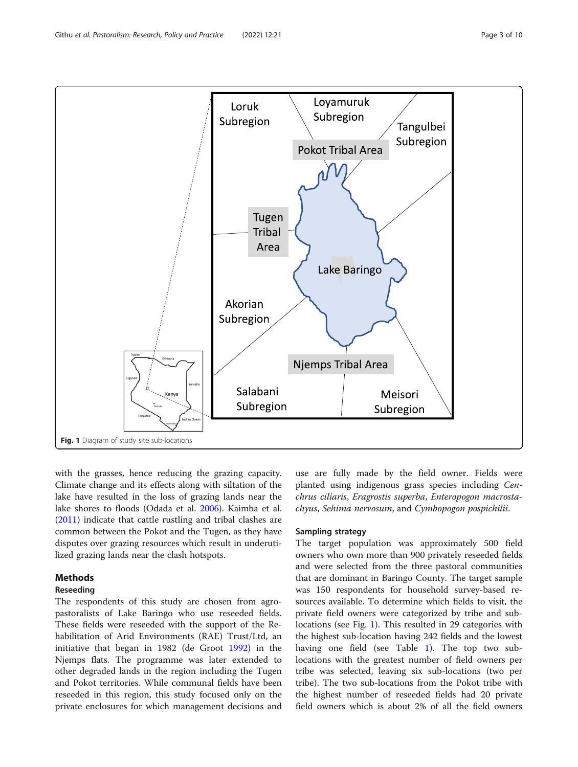Fig. 1 Diagram of study site sub-locations

with the grasses, hence reducing the grazing capacity. Climate change and its effects along with siltation of the lake have resulted in the loss of grazing lands near the lake shores to floods (Odada et al. 2006). Kaimba et al. (2011) indicate that cattle rustling and tribal clashes are common between the Pokot and the Tugen, as they have disputes over grazing resources which result in underutilized grazing lands near the clash hotspots.

## Methods

### Reseeding

The respondents of this study are chosen from agro-pastoralists of Lake Baringo who use reseeded fields. These fields were reseeded with the support of the Rehabilitation of Arid Environments (RAE) Trust/Ltd, an initiative that began in 1982 (de Groot 1992) in the Njemps flats. The programme was later extended to other degraded lands in the region including the Tugen and Pokot territories. While communal fields have been reseeded in this region, this study focused only on the private enclosures for which management decisions and use are fully made by the field owner. Fields were planted using indigenous grass species including *Cenchrus ciliaris*, *Eragrostis superba*, *Enteropogon macrostachyus*, *Sehima nervosum*, and *Cymbopogon pospichilii*.

### Sampling strategy

The target population was approximately 500 field owners who own more than 900 privately reseeded fields and were selected from the three pastoral communities that are dominant in Baringo County. The target sample was 150 respondents for household survey-based resources available. To determine which fields to visit, the private field owners were categorized by tribe and sub-locations (see Fig. 1). This resulted in 29 categories with the highest sub-location having 242 fields and the lowest having one field (see Table 1). The top two sub-locations with the greatest number of field owners per tribe was selected, leaving six sub-locations (two per tribe). The two sub-locations from the Pokot tribe with the highest number of reseeded fields had 20 private field owners which is about 2% of all the field owners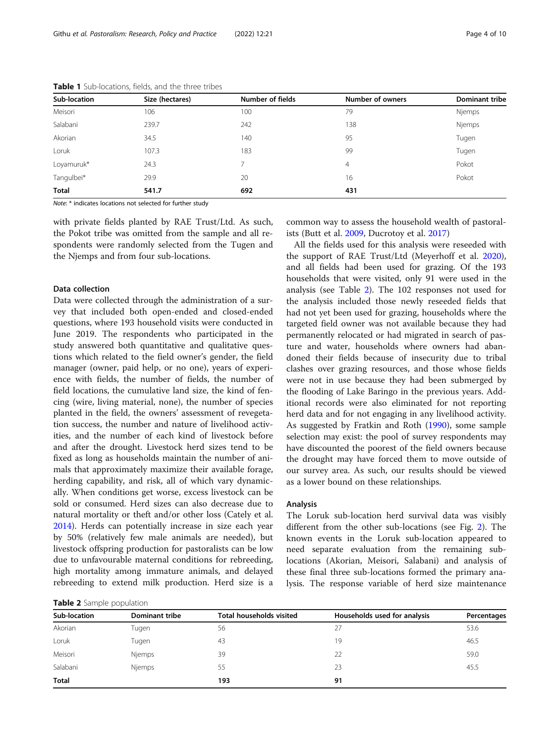**Table 1** Sub-locations, fields, and the three tribes

| Sub-location | Size (hectares) | Number of fields | Number of owners | Dominant tribe |
|---|---|---|---|---|
| Meisori | 106 | 100 | 79 | Njemps |
| Salabani | 239.7 | 242 | 138 | Njemps |
| Akorian | 34.5 | 140 | 95 | Tugen |
| Loruk | 107.3 | 183 | 99 | Tugen |
| Loyamuruk* | 24.3 | 7 | 4 | Pokot |
| Tangulbei* | 29.9 | 20 | 16 | Pokot |
| **Total** | **541.7** | **692** | **431** | |

*Note*: * indicates locations not selected for further study

with private fields planted by RAE Trust/Ltd. As such, the Pokot tribe was omitted from the sample and all respondents were randomly selected from the Tugen and the Njemps and from four sub-locations.

### Data collection

Data were collected through the administration of a survey that included both open-ended and closed-ended questions, where 193 household visits were conducted in June 2019. The respondents who participated in the study answered both quantitative and qualitative questions which related to the field owner's gender, the field manager (owner, paid help, or no one), years of experience with fields, the number of fields, the number of field locations, the cumulative land size, the kind of fencing (wire, living material, none), the number of species planted in the field, the owners' assessment of revegetation success, the number and nature of livelihood activities, and the number of each kind of livestock before and after the drought. Livestock herd sizes tend to be fixed as long as households maintain the number of animals that approximately maximize their available forage, herding capability, and risk, all of which vary dynamically. When conditions get worse, excess livestock can be sold or consumed. Herd sizes can also decrease due to natural mortality or theft and/or other loss (Catley et al. 2014). Herds can potentially increase in size each year by 50% (relatively few male animals are needed), but livestock offspring production for pastoralists can be low due to unfavourable maternal conditions for rebreeding, high mortality among immature animals, and delayed rebreeding to extend milk production. Herd size is a common way to assess the household wealth of pastoralists (Butt et al. 2009, Ducrotoy et al. 2017)

All the fields used for this analysis were reseeded with the support of RAE Trust/Ltd (Meyerhoff et al. 2020), and all fields had been used for grazing. Of the 193 households that were visited, only 91 were used in the analysis (see Table 2). The 102 responses not used for the analysis included those newly reseeded fields that had not yet been used for grazing, households where the targeted field owner was not available because they had permanently relocated or had migrated in search of pasture and water, households where owners had abandoned their fields because of insecurity due to tribal clashes over grazing resources, and those whose fields were not in use because they had been submerged by the flooding of Lake Baringo in the previous years. Additional records were also eliminated for not reporting herd data and for not engaging in any livelihood activity. As suggested by Fratkin and Roth (1990), some sample selection may exist: the pool of survey respondents may have discounted the poorest of the field owners because the drought may have forced them to move outside of our survey area. As such, our results should be viewed as a lower bound on these relationships.

### Analysis

The Loruk sub-location herd survival data was visibly different from the other sub-locations (see Fig. 2). The known events in the Loruk sub-location appeared to need separate evaluation from the remaining sub-locations (Akorian, Meisori, Salabani) and analysis of these final three sub-locations formed the primary analysis. The response variable of herd size maintenance

**Table 2** Sample population

| Sub-location | Dominant tribe | Total households visited | Households used for analysis | Percentages |
|---|---|---|---|---|
| Akorian | Tugen | 56 | 27 | 53.6 |
| Loruk | Tugen | 43 | 19 | 46.5 |
| Meisori | Njemps | 39 | 22 | 59.0 |
| Salabani | Njemps | 55 | 23 | 45.5 |
| **Total** | | **193** | **91** | |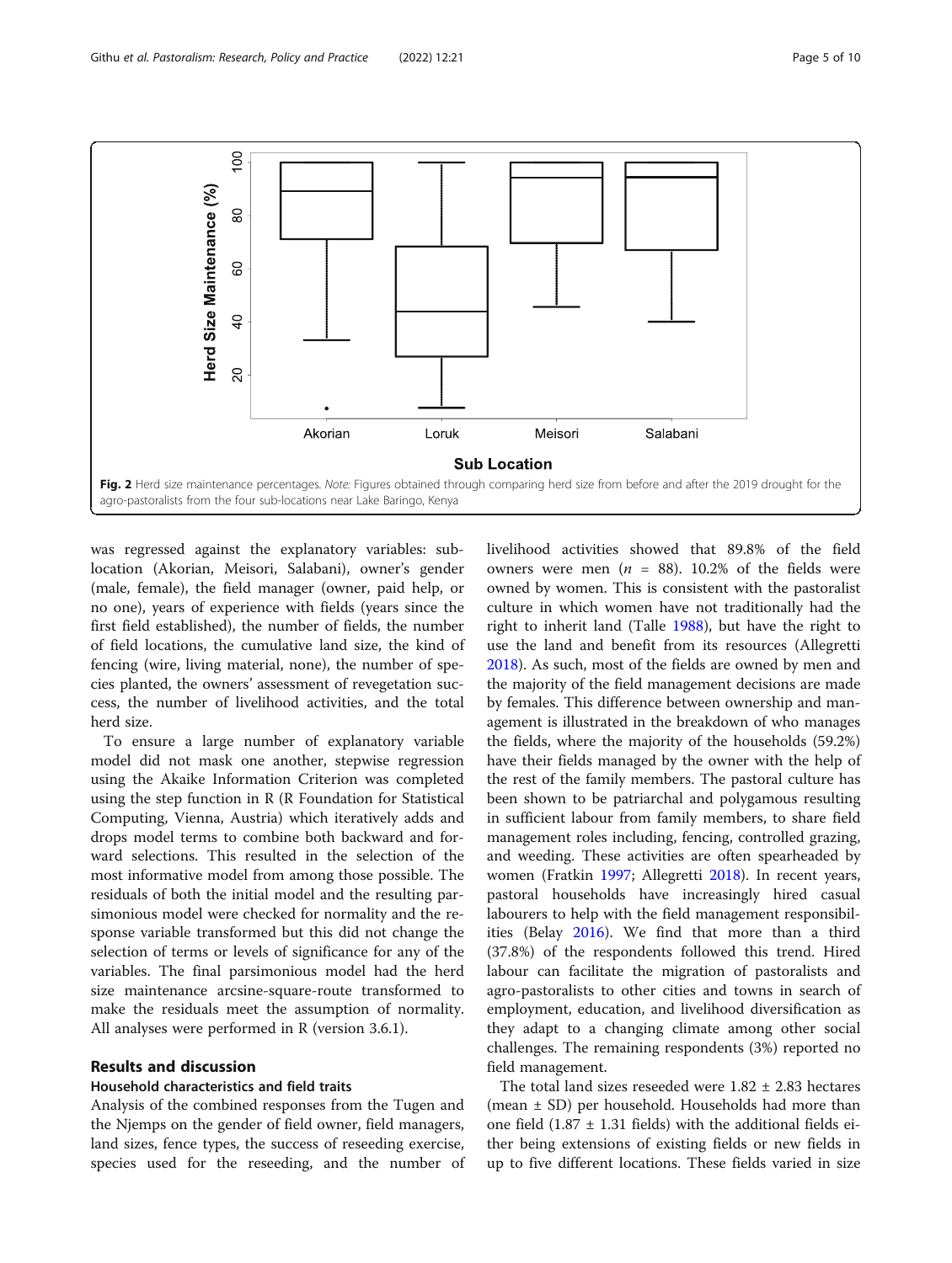Fig. 2 Herd size maintenance percentages. *Note:* Figures obtained through comparing herd size from before and after the 2019 drought for the agro-pastoralists from the four sub-locations near Lake Baringo, Kenya

was regressed against the explanatory variables: sub-location (Akorian, Meisori, Salabani), owner's gender (male, female), the field manager (owner, paid help, or no one), years of experience with fields (years since the first field established), the number of fields, the number of field locations, the cumulative land size, the kind of fencing (wire, living material, none), the number of species planted, the owners' assessment of revegetation success, the number of livelihood activities, and the total herd size.

To ensure a large number of explanatory variable model did not mask one another, stepwise regression using the Akaike Information Criterion was completed using the step function in R (R Foundation for Statistical Computing, Vienna, Austria) which iteratively adds and drops model terms to combine both backward and forward selections. This resulted in the selection of the most informative model from among those possible. The residuals of both the initial model and the resulting parsimonious model were checked for normality and the response variable transformed but this did not change the selection of terms or levels of significance for any of the variables. The final parsimonious model had the herd size maintenance arcsine-square-route transformed to make the residuals meet the assumption of normality. All analyses were performed in R (version 3.6.1).

## Results and discussion

### Household characteristics and field traits

Analysis of the combined responses from the Tugen and the Njemps on the gender of field owner, field managers, land sizes, fence types, the success of reseeding exercise, species used for the reseeding, and the number of livelihood activities showed that 89.8% of the field owners were men ($n$ = 88). 10.2% of the fields were owned by women. This is consistent with the pastoralist culture in which women have not traditionally had the right to inherit land (Talle 1988), but have the right to use the land and benefit from its resources (Allegretti 2018). As such, most of the fields are owned by men and the majority of the field management decisions are made by females. This difference between ownership and management is illustrated in the breakdown of who manages the fields, where the majority of the households (59.2%) have their fields managed by the owner with the help of the rest of the family members. The pastoral culture has been shown to be patriarchal and polygamous resulting in sufficient labour from family members, to share field management roles including, fencing, controlled grazing, and weeding. These activities are often spearheaded by women (Fratkin 1997; Allegretti 2018). In recent years, pastoral households have increasingly hired casual labourers to help with the field management responsibilities (Belay 2016). We find that more than a third (37.8%) of the respondents followed this trend. Hired labour can facilitate the migration of pastoralists and agro-pastoralists to other cities and towns in search of employment, education, and livelihood diversification as they adapt to a changing climate among other social challenges. The remaining respondents (3%) reported no field management.

The total land sizes reseeded were 1.82 ± 2.83 hectares (mean ± SD) per household. Households had more than one field (1.87 ± 1.31 fields) with the additional fields either being extensions of existing fields or new fields in up to five different locations. These fields varied in size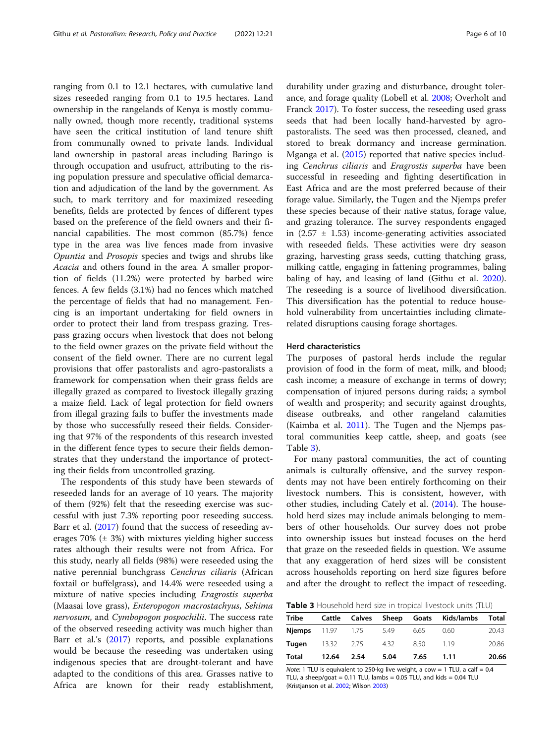ranging from 0.1 to 12.1 hectares, with cumulative land sizes reseeded ranging from 0.1 to 19.5 hectares. Land ownership in the rangelands of Kenya is mostly communally owned, though more recently, traditional systems have seen the critical institution of land tenure shift from communally owned to private lands. Individual land ownership in pastoral areas including Baringo is through occupation and usufruct, attributing to the rising population pressure and speculative official demarcation and adjudication of the land by the government. As such, to mark territory and for maximized reseeding benefits, fields are protected by fences of different types based on the preference of the field owners and their financial capabilities. The most common (85.7%) fence type in the area was live fences made from invasive *Opuntia* and *Prosopis* species and twigs and shrubs like *Acacia* and others found in the area*.* A smaller proportion of fields (11.2%) were protected by barbed wire fences. A few fields (3.1%) had no fences which matched the percentage of fields that had no management. Fencing is an important undertaking for field owners in order to protect their land from trespass grazing. Trespass grazing occurs when livestock that does not belong to the field owner grazes on the private field without the consent of the field owner. There are no current legal provisions that offer pastoralists and agro-pastoralists a framework for compensation when their grass fields are illegally grazed as compared to livestock illegally grazing a maize field. Lack of legal protection for field owners from illegal grazing fails to buffer the investments made by those who successfully reseed their fields. Considering that 97% of the respondents of this research invested in the different fence types to secure their fields demonstrates that they understand the importance of protecting their fields from uncontrolled grazing.

The respondents of this study have been stewards of reseeded lands for an average of 10 years. The majority of them (92%) felt that the reseeding exercise was successful with just 7.3% reporting poor reseeding success. Barr et al. (2017) found that the success of reseeding averages 70% (± 3%) with mixtures yielding higher success rates although their results were not from Africa. For this study, nearly all fields (98%) were reseeded using the native perennial bunchgrass *Cenchrus ciliaris* (African foxtail or buffelgrass), and 14.4% were reseeded using a mixture of native species including *Eragrostis superba* (Maasai love grass), *Enteropogon macrostachyus*, *Sehima nervosum*, and *Cymbopogon pospochilii*. The success rate of the observed reseeding activity was much higher than Barr et al.'s (2017) reports, and possible explanations would be because the reseeding was undertaken using indigenous species that are drought-tolerant and have adapted to the conditions of this area. Grasses native to Africa are known for their ready establishment, durability under grazing and disturbance, drought tolerance, and forage quality (Lobell et al. 2008; Overholt and Franck 2017). To foster success, the reseeding used grass seeds that had been locally hand-harvested by agro-pastoralists. The seed was then processed, cleaned, and stored to break dormancy and increase germination. Mganga et al. (2015) reported that native species including *Cenchrus ciliaris* and *Eragrostis superba* have been successful in reseeding and fighting desertification in East Africa and are the most preferred because of their forage value. Similarly, the Tugen and the Njemps prefer these species because of their native status, forage value, and grazing tolerance. The survey respondents engaged in (2.57 ± 1.53) income-generating activities associated with reseeded fields. These activities were dry season grazing, harvesting grass seeds, cutting thatching grass, milking cattle, engaging in fattening programmes, baling baling of hay, and leasing of land (Githu et al. 2020). The reseeding is a source of livelihood diversification. This diversification has the potential to reduce household vulnerability from uncertainties including climate-related disruptions causing forage shortages.

## Herd characteristics

The purposes of pastoral herds include the regular provision of food in the form of meat, milk, and blood; cash income; a measure of exchange in terms of dowry; compensation of injured persons during raids; a symbol of wealth and prosperity; and security against droughts, disease outbreaks, and other rangeland calamities (Kaimba et al. 2011). The Tugen and the Njemps pastoral communities keep cattle, sheep, and goats (see Table 3).

For many pastoral communities, the act of counting animals is culturally offensive, and the survey respondents may not have been entirely forthcoming on their livestock numbers. This is consistent, however, with other studies, including Cately et al. (2014). The household herd sizes may include animals belonging to members of other households. Our survey does not probe into ownership issues but instead focuses on the herd that graze on the reseeded fields in question. We assume that any exaggeration of herd sizes will be consistent across households reporting on herd size figures before and after the drought to reflect the impact of reseeding.

**Table 3** Household herd size in tropical livestock units (TLU)

| Tribe | Cattle | Calves | Sheep | Goats | Kids/lambs | Total |
|---|---|---|---|---|---|---|
| **Njemps** | 11.97 | 1.75 | 5.49 | 6.65 | 0.60 | 20.43 |
| **Tugen** | 13.32 | 2.75 | 4.32 | 8.50 | 1.19 | 20.86 |
| **Total** | **12.64** | **2.54** | **5.04** | **7.65** | **1.11** | **20.66** |

*Note*: 1 TLU is equivalent to 250-kg live weight, a cow = 1 TLU, a calf = 0.4 TLU, a sheep/goat = 0.11 TLU, lambs = 0.05 TLU, and kids = 0.04 TLU (Kristjanson et al. 2002; Wilson 2003)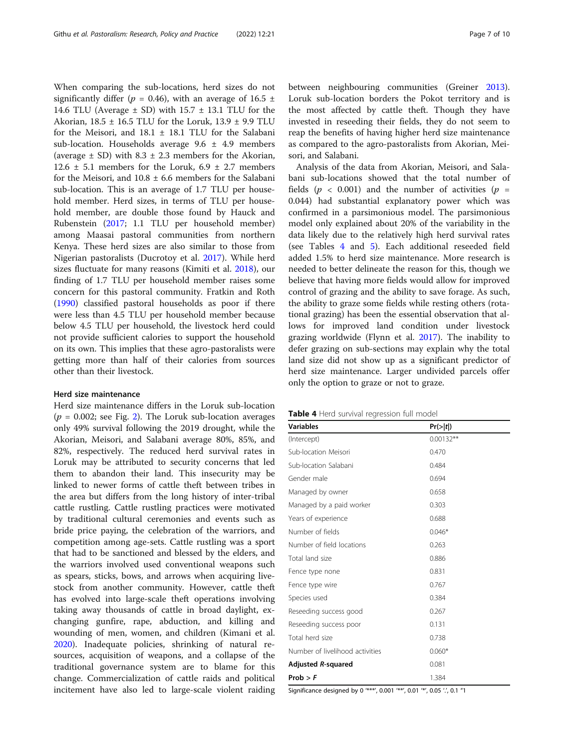When comparing the sub-locations, herd sizes do not significantly differ ($p = 0.46$), with an average of 16.5 ± 14.6 TLU (Average ± SD) with 15.7 ± 13.1 TLU for the Akorian, 18.5 ± 16.5 TLU for the Loruk, 13.9 ± 9.9 TLU for the Meisori, and 18.1 ± 18.1 TLU for the Salabani sub-location. Households average 9.6 ± 4.9 members (average ± SD) with 8.3 ± 2.3 members for the Akorian, 12.6 ± 5.1 members for the Loruk, 6.9 ± 2.7 members for the Meisori, and 10.8 ± 6.6 members for the Salabani sub-location. This is an average of 1.7 TLU per household member. Herd sizes, in terms of TLU per household member, are double those found by Hauck and Rubenstein (2017; 1.1 TLU per household member) among Maasai pastoral communities from northern Kenya. These herd sizes are also similar to those from Nigerian pastoralists (Ducrotoy et al. 2017). While herd sizes fluctuate for many reasons (Kimiti et al. 2018), our finding of 1.7 TLU per household member raises some concern for this pastoral community. Fratkin and Roth (1990) classified pastoral households as poor if there were less than 4.5 TLU per household member because below 4.5 TLU per household, the livestock herd could not provide sufficient calories to support the household on its own. This implies that these agro-pastoralists were getting more than half of their calories from sources other than their livestock.

### Herd size maintenance

Herd size maintenance differs in the Loruk sub-location ($p = 0.002$; see Fig. 2). The Loruk sub-location averages only 49% survival following the 2019 drought, while the Akorian, Meisori, and Salabani average 80%, 85%, and 82%, respectively. The reduced herd survival rates in Loruk may be attributed to security concerns that led them to abandon their land. This insecurity may be linked to newer forms of cattle theft between tribes in the area but differs from the long history of inter-tribal cattle rustling. Cattle rustling practices were motivated by traditional cultural ceremonies and events such as bride price paying, the celebration of the warriors, and competition among age-sets. Cattle rustling was a sport that had to be sanctioned and blessed by the elders, and the warriors involved used conventional weapons such as spears, sticks, bows, and arrows when acquiring livestock from another community. However, cattle theft has evolved into large-scale theft operations involving taking away thousands of cattle in broad daylight, exchanging gunfire, rape, abduction, and killing and wounding of men, women, and children (Kimani et al. 2020). Inadequate policies, shrinking of natural resources, acquisition of weapons, and a collapse of the traditional governance system are to blame for this change. Commercialization of cattle raids and political incitement have also led to large-scale violent raiding between neighbouring communities (Greiner 2013). Loruk sub-location borders the Pokot territory and is the most affected by cattle theft. Though they have invested in reseeding their fields, they do not seem to reap the benefits of having higher herd size maintenance as compared to the agro-pastoralists from Akorian, Meisori, and Salabani.

Analysis of the data from Akorian, Meisori, and Salabani sub-locations showed that the total number of fields ($p < 0.001$) and the number of activities ($p = 0.044$) had substantial explanatory power which was confirmed in a parsimonious model. The parsimonious model only explained about 20% of the variability in the data likely due to the relatively high herd survival rates (see Tables 4 and 5). Each additional reseeded field added 1.5% to herd size maintenance. More research is needed to better delineate the reason for this, though we believe that having more fields would allow for improved control of grazing and the ability to save forage. As such, the ability to graze some fields while resting others (rotational grazing) has been the essential observation that allows for improved land condition under livestock grazing worldwide (Flynn et al. 2017). The inability to defer grazing on sub-sections may explain why the total land size did not show up as a significant predictor of herd size maintenance. Larger undivided parcels offer only the option to graze or not to graze.

**Table 4** Herd survival regression full model

| Variables | Pr(>\|t\|) |
|---|---|
| (Intercept) | 0.00132** |
| Sub-location Meisori | 0.470 |
| Sub-location Salabani | 0.484 |
| Gender male | 0.694 |
| Managed by owner | 0.658 |
| Managed by a paid worker | 0.303 |
| Years of experience | 0.688 |
| Number of fields | 0.046* |
| Number of field locations | 0.263 |
| Total land size | 0.886 |
| Fence type none | 0.831 |
| Fence type wire | 0.767 |
| Species used | 0.384 |
| Reseeding success good | 0.267 |
| Reseeding success poor | 0.131 |
| Total herd size | 0.738 |
| Number of livelihood activities | 0.060* |
| **Adjusted *R*-squared** | 0.081 |
| **Prob > *F*** | 1.384 |

Significance designed by 0 '***', 0.001 '**', 0.01 '*', 0.05 '.', 0.1 '' 1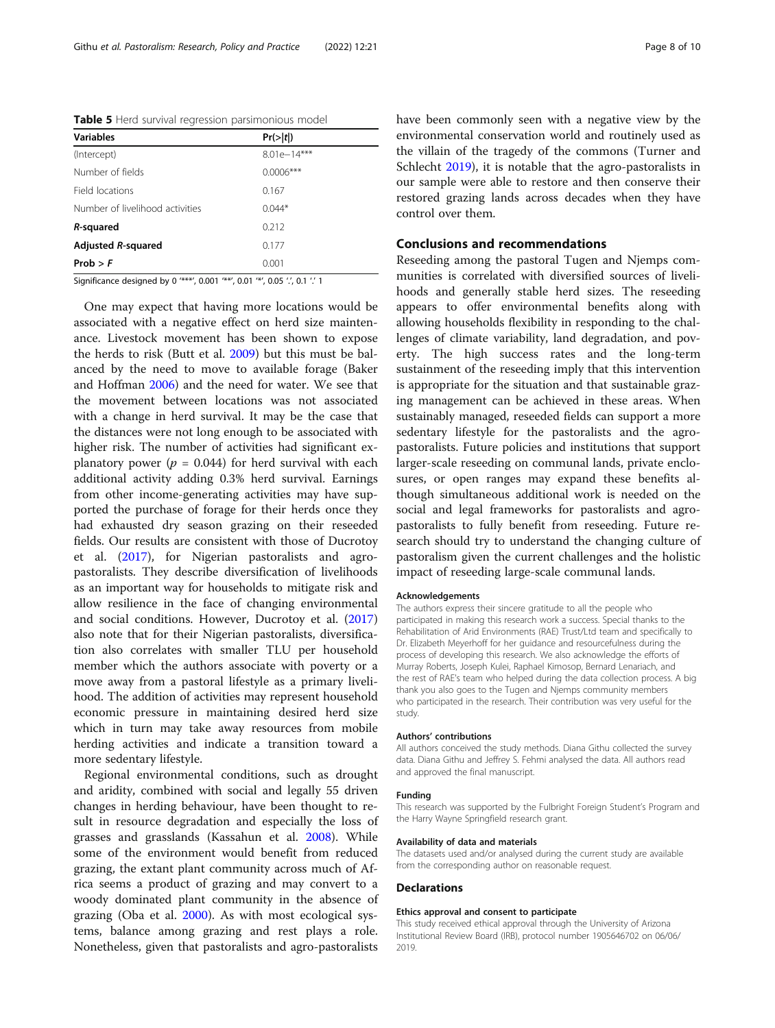**Table 5** Herd survival regression parsimonious model

| Variables | Pr(>\|t\|) |
|---|---|
| (Intercept) | 8.01e−14*** |
| Number of fields | 0.0006*** |
| Field locations | 0.167 |
| Number of livelihood activities | 0.044* |
| ***R*-squared** | 0.212 |
| **Adjusted *R*-squared** | 0.177 |
| **Prob > *F*** | 0.001 |

Significance designed by 0 '***', 0.001 '**', 0.01 '*', 0.05 '.', 0.1 '.' 1

One may expect that having more locations would be associated with a negative effect on herd size maintenance. Livestock movement has been shown to expose the herds to risk (Butt et al. 2009) but this must be balanced by the need to move to available forage (Baker and Hoffman 2006) and the need for water. We see that the movement between locations was not associated with a change in herd survival. It may be the case that the distances were not long enough to be associated with higher risk. The number of activities had significant explanatory power ($p$ = 0.044) for herd survival with each additional activity adding 0.3% herd survival. Earnings from other income-generating activities may have supported the purchase of forage for their herds once they had exhausted dry season grazing on their reseeded fields. Our results are consistent with those of Ducrotoy et al. (2017), for Nigerian pastoralists and agro-pastoralists. They describe diversification of livelihoods as an important way for households to mitigate risk and allow resilience in the face of changing environmental and social conditions. However, Ducrotoy et al. (2017) also note that for their Nigerian pastoralists, diversification also correlates with smaller TLU per household member which the authors associate with poverty or a move away from a pastoral lifestyle as a primary livelihood. The addition of activities may represent household economic pressure in maintaining desired herd size which in turn may take away resources from mobile herding activities and indicate a transition toward a more sedentary lifestyle.

Regional environmental conditions, such as drought and aridity, combined with social and legally 55 driven changes in herding behaviour, have been thought to result in resource degradation and especially the loss of grasses and grasslands (Kassahun et al. 2008). While some of the environment would benefit from reduced grazing, the extant plant community across much of Africa seems a product of grazing and may convert to a woody dominated plant community in the absence of grazing (Oba et al. 2000). As with most ecological systems, balance among grazing and rest plays a role. Nonetheless, given that pastoralists and agro-pastoralists have been commonly seen with a negative view by the environmental conservation world and routinely used as the villain of the tragedy of the commons (Turner and Schlecht 2019), it is notable that the agro-pastoralists in our sample were able to restore and then conserve their restored grazing lands across decades when they have control over them.

## Conclusions and recommendations

Reseeding among the pastoral Tugen and Njemps communities is correlated with diversified sources of livelihoods and generally stable herd sizes. The reseeding appears to offer environmental benefits along with allowing households flexibility in responding to the challenges of climate variability, land degradation, and poverty. The high success rates and the long-term sustainment of the reseeding imply that this intervention is appropriate for the situation and that sustainable grazing management can be achieved in these areas. When sustainably managed, reseeded fields can support a more sedentary lifestyle for the pastoralists and the agro-pastoralists. Future policies and institutions that support larger-scale reseeding on communal lands, private enclosures, or open ranges may expand these benefits although simultaneous additional work is needed on the social and legal frameworks for pastoralists and agro-pastoralists to fully benefit from reseeding. Future research should try to understand the changing culture of pastoralism given the current challenges and the holistic impact of reseeding large-scale communal lands.

#### Acknowledgements

The authors express their sincere gratitude to all the people who participated in making this research work a success. Special thanks to the Rehabilitation of Arid Environments (RAE) Trust/Ltd team and specifically to Dr. Elizabeth Meyerhoff for her guidance and resourcefulness during the process of developing this research. We also acknowledge the efforts of Murray Roberts, Joseph Kulei, Raphael Kimosop, Bernard Lenariach, and the rest of RAE's team who helped during the data collection process. A big thank you also goes to the Tugen and Njemps community members who participated in the research. Their contribution was very useful for the study.

#### Authors' contributions

All authors conceived the study methods. Diana Githu collected the survey data. Diana Githu and Jeffrey S. Fehmi analysed the data. All authors read and approved the final manuscript.

#### Funding

This research was supported by the Fulbright Foreign Student's Program and the Harry Wayne Springfield research grant.

#### Availability of data and materials

The datasets used and/or analysed during the current study are available from the corresponding author on reasonable request.

## Declarations

#### Ethics approval and consent to participate

This study received ethical approval through the University of Arizona Institutional Review Board (IRB), protocol number 1905646702 on 06/06/2019.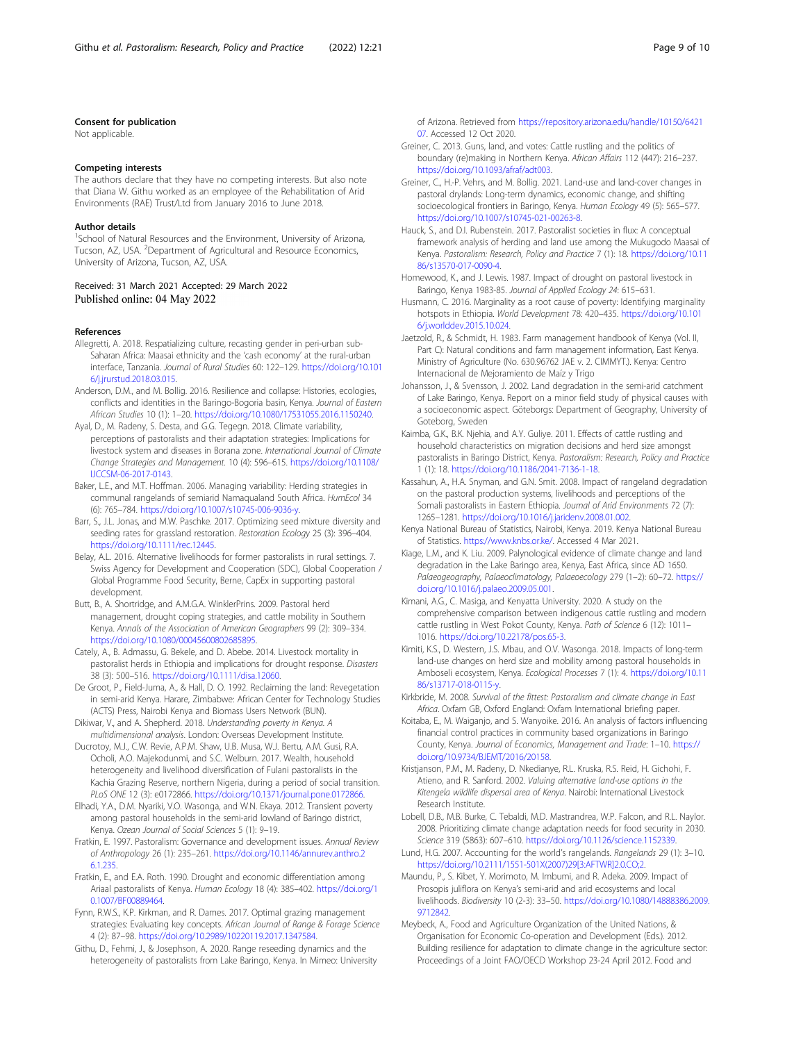### Consent for publication

Not applicable.

### Competing interests

The authors declare that they have no competing interests. But also note that Diana W. Githu worked as an employee of the Rehabilitation of Arid Environments (RAE) Trust/Ltd from January 2016 to June 2018.

### Author details

[1]School of Natural Resources and the Environment, University of Arizona, Tucson, AZ, USA. [2]Department of Agricultural and Resource Economics, University of Arizona, Tucson, AZ, USA.

Received: 31 March 2021 Accepted: 29 March 2022
Published online: 04 May 2022

### References

Allegretti, A. 2018. Respatializing culture, recasting gender in peri-urban sub-Saharan Africa: Maasai ethnicity and the 'cash economy' at the rural-urban interface, Tanzania. *Journal of Rural Studies* 60: 122–129. https://doi.org/10.1016/j.jrurstud.2018.03.015.

Anderson, D.M., and M. Bollig. 2016. Resilience and collapse: Histories, ecologies, conflicts and identities in the Baringo-Bogoria basin, Kenya. *Journal of Eastern African Studies* 10 (1): 1–20. https://doi.org/10.1080/17531055.2016.1150240.

Ayal, D., M. Radeny, S. Desta, and G.G. Tegegn. 2018. Climate variability, perceptions of pastoralists and their adaptation strategies: Implications for livestock system and diseases in Borana zone. *International Journal of Climate Change Strategies and Management*. 10 (4): 596–615. https://doi.org/10.1108/IJCCSM-06-2017-0143.

Baker, L.E., and M.T. Hoffman. 2006. Managing variability: Herding strategies in communal rangelands of semiarid Namaqualand South Africa. *HumEcol* 34 (6): 765–784. https://doi.org/10.1007/s10745-006-9036-y.

Barr, S., J.L. Jonas, and M.W. Paschke. 2017. Optimizing seed mixture diversity and seeding rates for grassland restoration. *Restoration Ecology* 25 (3): 396–404. https://doi.org/10.1111/rec.12445.

Belay, A.L. 2016. Alternative livelihoods for former pastoralists in rural settings. 7. Swiss Agency for Development and Cooperation (SDC), Global Cooperation / Global Programme Food Security, Berne, CapEx in supporting pastoral development.

Butt, B., A. Shortridge, and A.M.G.A. WinklerPrins. 2009. Pastoral herd management, drought coping strategies, and cattle mobility in Southern Kenya. *Annals of the Association of American Geographers* 99 (2): 309–334. https://doi.org/10.1080/00045600802685895.

Cately, A., B. Admassu, G. Bekele, and D. Abebe. 2014. Livestock mortality in pastoralist herds in Ethiopia and implications for drought response. *Disasters* 38 (3): 500–516. https://doi.org/10.1111/disa.12060.

De Groot, P., Field-Juma, A., & Hall, D. O. 1992. Reclaiming the land: Revegetation in semi-arid Kenya. Harare, Zimbabwe: African Center for Technology Studies (ACTS) Press, Nairobi Kenya and Biomass Users Network (BUN).

Dikiwar, V., and A. Shepherd. 2018. *Understanding poverty in Kenya. A multidimensional analysis*. London: Overseas Development Institute.

Ducrotoy, M.J., C.W. Revie, A.P.M. Shaw, U.B. Musa, W.J. Bertu, A.M. Gusi, R.A. Ocholi, A.O. Majekodunmi, and S.C. Welburn. 2017. Wealth, household heterogeneity and livelihood diversification of Fulani pastoralists in the Kacha Grazing Reserve, northern Nigeria, during a period of social transition. *PLoS ONE* 12 (3): e0172866. https://doi.org/10.1371/journal.pone.0172866.

Elhadi, Y.A., D.M. Nyariki, V.O. Wasonga, and W.N. Ekaya. 2012. Transient poverty among pastoral households in the semi-arid lowland of Baringo district, Kenya. *Ozean Journal of Social Sciences* 5 (1): 9–19.

Fratkin, E. 1997. Pastoralism: Governance and development issues. *Annual Review of Anthropology* 26 (1): 235–261. https://doi.org/10.1146/annurev.anthro.26.1.235.

Fratkin, E., and E.A. Roth. 1990. Drought and economic differentiation among Ariaal pastoralists of Kenya. *Human Ecology* 18 (4): 385–402. https://doi.org/10.1007/BF00889464.

Fynn, R.W.S., K.P. Kirkman, and R. Dames. 2017. Optimal grazing management strategies: Evaluating key concepts. *African Journal of Range & Forage Science* 4 (2): 87–98. https://doi.org/10.2989/10220119.2017.1347584.

Githu, D., Fehmi, J., & Josephson, A. 2020. Range reseeding dynamics and the heterogeneity of pastoralists from Lake Baringo, Kenya. In Mimeo: University of Arizona. Retrieved from https://repository.arizona.edu/handle/10150/642107. Accessed 12 Oct 2020.

Greiner, C. 2013. Guns, land, and votes: Cattle rustling and the politics of boundary (re)making in Northern Kenya. *African Affairs* 112 (447): 216–237. https://doi.org/10.1093/afraf/adt003.

Greiner, C., H.-P. Vehrs, and M. Bollig. 2021. Land-use and land-cover changes in pastoral drylands: Long-term dynamics, economic change, and shifting socioecological frontiers in Baringo, Kenya. *Human Ecology* 49 (5): 565–577. https://doi.org/10.1007/s10745-021-00263-8.

Hauck, S., and D.I. Rubenstein. 2017. Pastoralist societies in flux: A conceptual framework analysis of herding and land use among the Mukugodo Maasai of Kenya. *Pastoralism: Research, Policy and Practice* 7 (1): 18. https://doi.org/10.1186/s13570-017-0090-4.

Homewood, K., and J. Lewis. 1987. Impact of drought on pastoral livestock in Baringo, Kenya 1983-85. *Journal of Applied Ecology 24*: 615–631.

Husmann, C. 2016. Marginality as a root cause of poverty: Identifying marginality hotspots in Ethiopia. *World Development* 78: 420–435. https://doi.org/10.1016/j.worlddev.2015.10.024.

Jaetzold, R., & Schmidt, H. 1983. Farm management handbook of Kenya (Vol. II, Part C): Natural conditions and farm management information, East Kenya. Ministry of Agriculture (No. 630.96762 JAE v. 2. CIMMYT.). Kenya: Centro Internacional de Mejoramiento de Maíz y Trigo

Johansson, J., & Svensson, J. 2002. Land degradation in the semi-arid catchment of Lake Baringo, Kenya. Report on a minor field study of physical causes with a socioeconomic aspect. Göteborgs: Department of Geography, University of Goteborg, Sweden

Kaimba, G.K., B.K. Njehia, and A.Y. Guliye. 2011. Effects of cattle rustling and household characteristics on migration decisions and herd size amongst pastoralists in Baringo District, Kenya. *Pastoralism: Research, Policy and Practice* 1 (1): 18. https://doi.org/10.1186/2041-7136-1-18.

Kassahun, A., H.A. Snyman, and G.N. Smit. 2008. Impact of rangeland degradation on the pastoral production systems, livelihoods and perceptions of the Somali pastoralists in Eastern Ethiopia. *Journal of Arid Environments* 72 (7): 1265–1281. https://doi.org/10.1016/j.jaridenv.2008.01.002.

Kenya National Bureau of Statistics, Nairobi, Kenya. 2019. Kenya National Bureau of Statistics. https://www.knbs.or.ke/. Accessed 4 Mar 2021.

Kiage, L.M., and K. Liu. 2009. Palynological evidence of climate change and land degradation in the Lake Baringo area, Kenya, East Africa, since AD 1650. *Palaeogeography, Palaeoclimatology, Palaeoecology* 279 (1–2): 60–72. https://doi.org/10.1016/j.palaeo.2009.05.001.

Kimani, A.G., C. Masiga, and Kenyatta University. 2020. A study on the comprehensive comparison between indigenous cattle rustling and modern cattle rustling in West Pokot County, Kenya. *Path of Science* 6 (12): 1011–1016. https://doi.org/10.22178/pos.65-3.

Kimiti, K.S., D. Western, J.S. Mbau, and O.V. Wasonga. 2018. Impacts of long-term land-use changes on herd size and mobility among pastoral households in Amboseli ecosystem, Kenya. *Ecological Processes* 7 (1): 4. https://doi.org/10.1186/s13717-018-0115-y.

Kirkbride, M. 2008. *Survival of the fittest: Pastoralism and climate change in East Africa*. Oxfam GB, Oxford England: Oxfam International briefing paper.

Koitaba, E., M. Waiganjo, and S. Wanyoike. 2016. An analysis of factors influencing financial control practices in community based organizations in Baringo County, Kenya. *Journal of Economics, Management and Trade*: 1–10. https://doi.org/10.9734/BJEMT/2016/20158.

Kristjanson, P.M., M. Radeny, D. Nkedianye, R.L. Kruska, R.S. Reid, H. Gichohi, F. Atieno, and R. Sanford. 2002. *Valuing alternative land-use options in the Kitengela wildlife dispersal area of Kenya*. Nairobi: International Livestock Research Institute.

Lobell, D.B., M.B. Burke, C. Tebaldi, M.D. Mastrandrea, W.P. Falcon, and R.L. Naylor. 2008. Prioritizing climate change adaptation needs for food security in 2030. *Science* 319 (5863): 607–610. https://doi.org/10.1126/science.1152339.

Lund, H.G. 2007. Accounting for the world's rangelands. *Rangelands* 29 (1): 3–10. https://doi.org/10.2111/1551-501X(2007)29[3:AFTWR]2.0.CO;2.

Maundu, P., S. Kibet, Y. Morimoto, M. Imbumi, and R. Adeka. 2009. Impact of Prosopis juliflora on Kenya's semi-arid and arid ecosystems and local livelihoods. *Biodiversity* 10 (2-3): 33–50. https://doi.org/10.1080/14888386.2009.9712842.

Meybeck, A., Food and Agriculture Organization of the United Nations, & Organisation for Economic Co-operation and Development (Eds.). 2012. Building resilience for adaptation to climate change in the agriculture sector: Proceedings of a Joint FAO/OECD Workshop 23-24 April 2012. Food and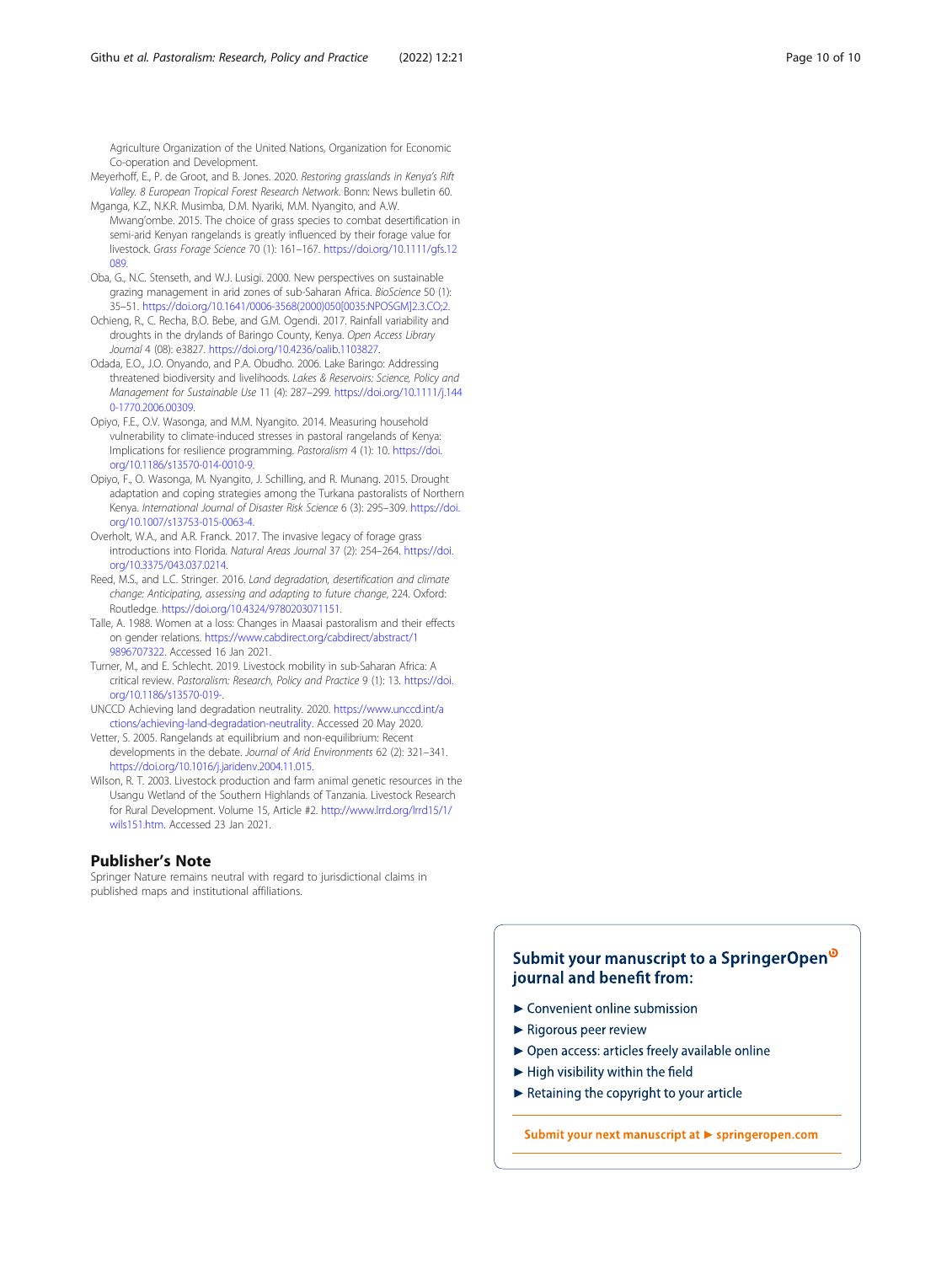Agriculture Organization of the United Nations, Organization for Economic Co-operation and Development.

Meyerhoff, E., P. de Groot, and B. Jones. 2020. *Restoring grasslands in Kenya's Rift Valley. 8 European Tropical Forest Research Network*. Bonn: News bulletin 60.

Mganga, K.Z., N.K.R. Musimba, D.M. Nyariki, M.M. Nyangito, and A.W. Mwang'ombe. 2015. The choice of grass species to combat desertification in semi-arid Kenyan rangelands is greatly influenced by their forage value for livestock. *Grass Forage Science* 70 (1): 161–167. https://doi.org/10.1111/gfs.12089.

Oba, G., N.C. Stenseth, and W.J. Lusigi. 2000. New perspectives on sustainable grazing management in arid zones of sub-Saharan Africa. *BioScience* 50 (1): 35–51. https://doi.org/10.1641/0006-3568(2000)050[0035:NPOSGM]2.3.CO;2.

Ochieng, R., C. Recha, B.O. Bebe, and G.M. Ogendi. 2017. Rainfall variability and droughts in the drylands of Baringo County, Kenya. *Open Access Library Journal* 4 (08): e3827. https://doi.org/10.4236/oalib.1103827.

Odada, E.O., J.O. Onyando, and P.A. Obudho. 2006. Lake Baringo: Addressing threatened biodiversity and livelihoods. *Lakes & Reservoirs: Science, Policy and Management for Sustainable Use* 11 (4): 287–299. https://doi.org/10.1111/j.1440-1770.2006.00309.

Opiyo, F.E., O.V. Wasonga, and M.M. Nyangito. 2014. Measuring household vulnerability to climate-induced stresses in pastoral rangelands of Kenya: Implications for resilience programming. *Pastoralism* 4 (1): 10. https://doi.org/10.1186/s13570-014-0010-9.

Opiyo, F., O. Wasonga, M. Nyangito, J. Schilling, and R. Munang. 2015. Drought adaptation and coping strategies among the Turkana pastoralists of Northern Kenya. *International Journal of Disaster Risk Science* 6 (3): 295–309. https://doi.org/10.1007/s13753-015-0063-4.

Overholt, W.A., and A.R. Franck. 2017. The invasive legacy of forage grass introductions into Florida. *Natural Areas Journal* 37 (2): 254–264. https://doi.org/10.3375/043.037.0214.

Reed, M.S., and L.C. Stringer. 2016. *Land degradation, desertification and climate change: Anticipating, assessing and adapting to future change*, 224. Oxford: Routledge. https://doi.org/10.4324/9780203071151.

Talle, A. 1988. Women at a loss: Changes in Maasai pastoralism and their effects on gender relations. https://www.cabdirect.org/cabdirect/abstract/19896707322. Accessed 16 Jan 2021.

Turner, M., and E. Schlecht. 2019. Livestock mobility in sub-Saharan Africa: A critical review. *Pastoralism: Research, Policy and Practice* 9 (1): 13. https://doi.org/10.1186/s13570-019-.

UNCCD Achieving land degradation neutrality. 2020. https://www.unccd.int/actions/achieving-land-degradation-neutrality. Accessed 20 May 2020.

Vetter, S. 2005. Rangelands at equilibrium and non-equilibrium: Recent developments in the debate. *Journal of Arid Environments* 62 (2): 321–341. https://doi.org/10.1016/j.jaridenv.2004.11.015.

Wilson, R. T. 2003. Livestock production and farm animal genetic resources in the Usangu Wetland of the Southern Highlands of Tanzania. Livestock Research for Rural Development. Volume 15, Article #2. http://www.lrrd.org/lrrd15/1/wils151.htm. Accessed 23 Jan 2021.

## Publisher's Note

Springer Nature remains neutral with regard to jurisdictional claims in published maps and institutional affiliations.

**Submit your manuscript to a SpringerOpen journal and benefit from:**

- ► Convenient online submission
- ► Rigorous peer review
- ► Open access: articles freely available online
- ► High visibility within the field
- ► Retaining the copyright to your article

**Submit your next manuscript at ► springeropen.com**